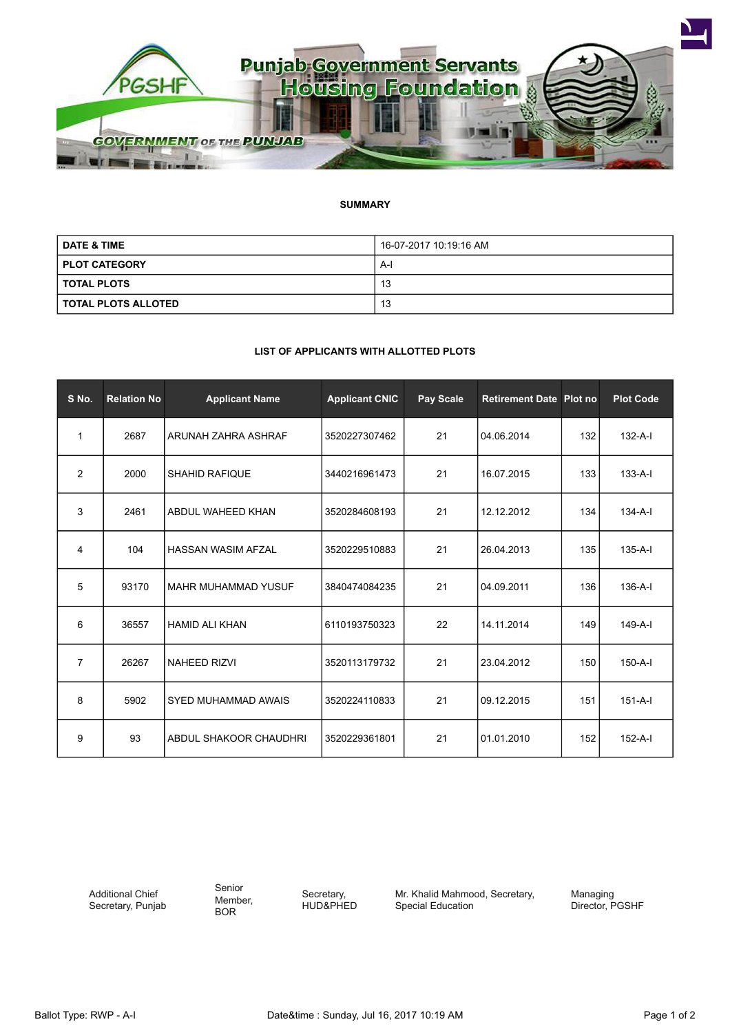# Punjab Government Servants Housing Foundation

**GOVERNMENT OF THE PUNJAB**

## SUMMARY

| | |
|---|---|
| **DATE & TIME** | 16-07-2017 10:19:16 AM |
| **PLOT CATEGORY** | A-I |
| **TOTAL PLOTS** | 13 |
| **TOTAL PLOTS ALLOTED** | 13 |

## LIST OF APPLICANTS WITH ALLOTTED PLOTS

| S No. | Relation No | Applicant Name | Applicant CNIC | Pay Scale | Retirement Date | Plot no | Plot Code |
|---|---|---|---|---|---|---|---|
| 1 | 2687 | ARUNAH ZAHRA ASHRAF | 3520227307462 | 21 | 04.06.2014 | 132 | 132-A-I |
| 2 | 2000 | SHAHID RAFIQUE | 3440216961473 | 21 | 16.07.2015 | 133 | 133-A-I |
| 3 | 2461 | ABDUL WAHEED KHAN | 3520284608193 | 21 | 12.12.2012 | 134 | 134-A-I |
| 4 | 104 | HASSAN WASIM AFZAL | 3520229510883 | 21 | 26.04.2013 | 135 | 135-A-I |
| 5 | 93170 | MAHR MUHAMMAD YUSUF | 3840474084235 | 21 | 04.09.2011 | 136 | 136-A-I |
| 6 | 36557 | HAMID ALI KHAN | 6110193750323 | 22 | 14.11.2014 | 149 | 149-A-I |
| 7 | 26267 | NAHEED RIZVI | 3520113179732 | 21 | 23.04.2012 | 150 | 150-A-I |
| 8 | 5902 | SYED MUHAMMAD AWAIS | 3520224110833 | 21 | 09.12.2015 | 151 | 151-A-I |
| 9 | 93 | ABDUL SHAKOOR CHAUDHRI | 3520229361801 | 21 | 01.01.2010 | 152 | 152-A-I |

Additional Chief Secretary, Punjab

Senior Member, BOR

Secretary, HUD&PHED

Mr. Khalid Mahmood, Secretary, Special Education

Managing Director, PGSHF

Ballot Type: RWP - A-I

Date&time : Sunday, Jul 16, 2017 10:19 AM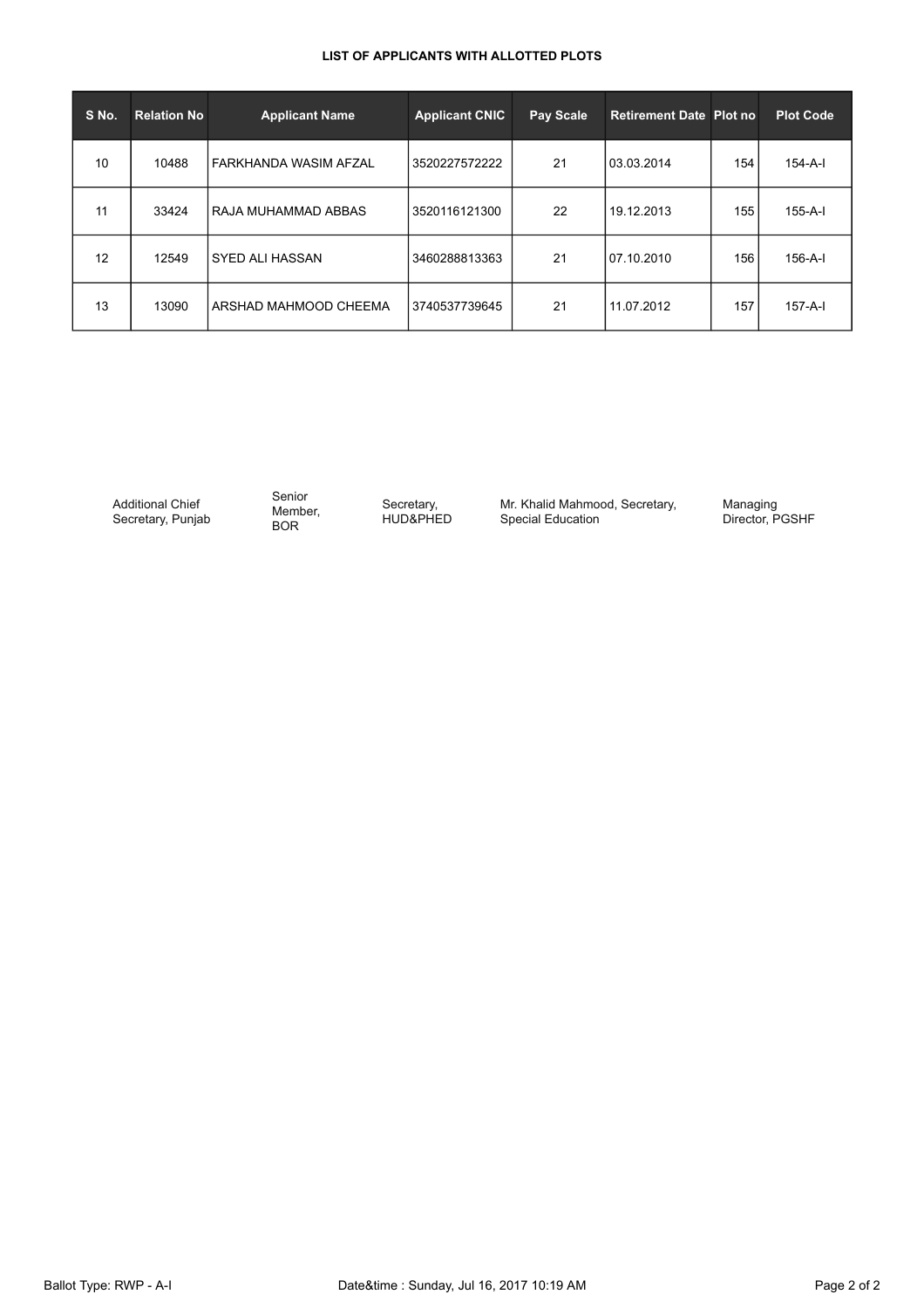**LIST OF APPLICANTS WITH ALLOTTED PLOTS**

| S No. | Relation No | Applicant Name | Applicant CNIC | Pay Scale | Retirement Date | Plot no | Plot Code |
|---|---|---|---|---|---|---|---|
| 10 | 10488 | FARKHANDA WASIM AFZAL | 3520227572222 | 21 | 03.03.2014 | 154 | 154-A-I |
| 11 | 33424 | RAJA MUHAMMAD ABBAS | 3520116121300 | 22 | 19.12.2013 | 155 | 155-A-I |
| 12 | 12549 | SYED ALI HASSAN | 3460288813363 | 21 | 07.10.2010 | 156 | 156-A-I |
| 13 | 13090 | ARSHAD MAHMOOD CHEEMA | 3740537739645 | 21 | 11.07.2012 | 157 | 157-A-I |

| | | | | |
|---|---|---|---|---|
| Additional Chief Secretary, Punjab | Senior Member, BOR | Secretary, HUD&PHED | Mr. Khalid Mahmood, Secretary, Special Education | Managing Director, PGSHF |

Ballot Type: RWP - A-I

Date&time : Sunday, Jul 16, 2017 10:19 AM